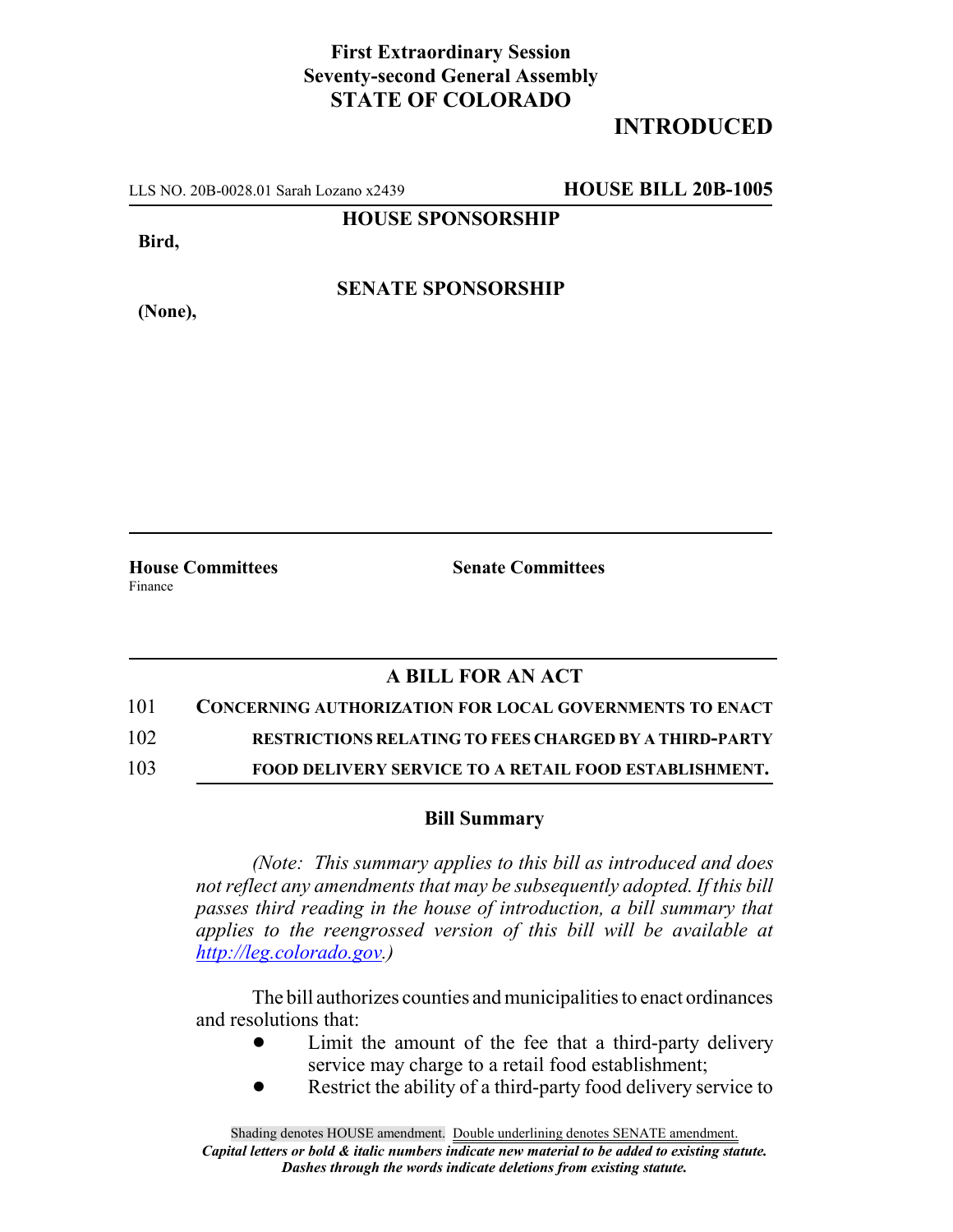**First Extraordinary Session**
**Seventy-second General Assembly**
**STATE OF COLORADO**

## INTRODUCTED

LLS NO. 20B-0028.01 Sarah Lozano x2439 **HOUSE BILL 20B-1005**

**HOUSE SPONSORSHIP**

**Bird,**

**SENATE SPONSORSHIP**

**(None),**

**House Committees**
Finance

**Senate Committees**

## A BILL FOR AN ACT

101 **CONCERNING AUTHORIZATION FOR LOCAL GOVERNMENTS TO ENACT**
102 **RESTRICTIONS RELATING TO FEES CHARGED BY A THIRD-PARTY**
103 **FOOD DELIVERY SERVICE TO A RETAIL FOOD ESTABLISHMENT.**

### Bill Summary

*(Note: This summary applies to this bill as introduced and does not reflect any amendments that may be subsequently adopted. If this bill passes third reading in the house of introduction, a bill summary that applies to the reengrossed version of this bill will be available at http://leg.colorado.gov.)*

The bill authorizes counties and municipalities to enact ordinances and resolutions that:

- Limit the amount of the fee that a third-party delivery service may charge to a retail food establishment;
- Restrict the ability of a third-party food delivery service to

Shading denotes HOUSE amendment. Double underlining denotes SENATE amendment.
*Capital letters or bold & italic numbers indicate new material to be added to existing statute.*
*Dashes through the words indicate deletions from existing statute.*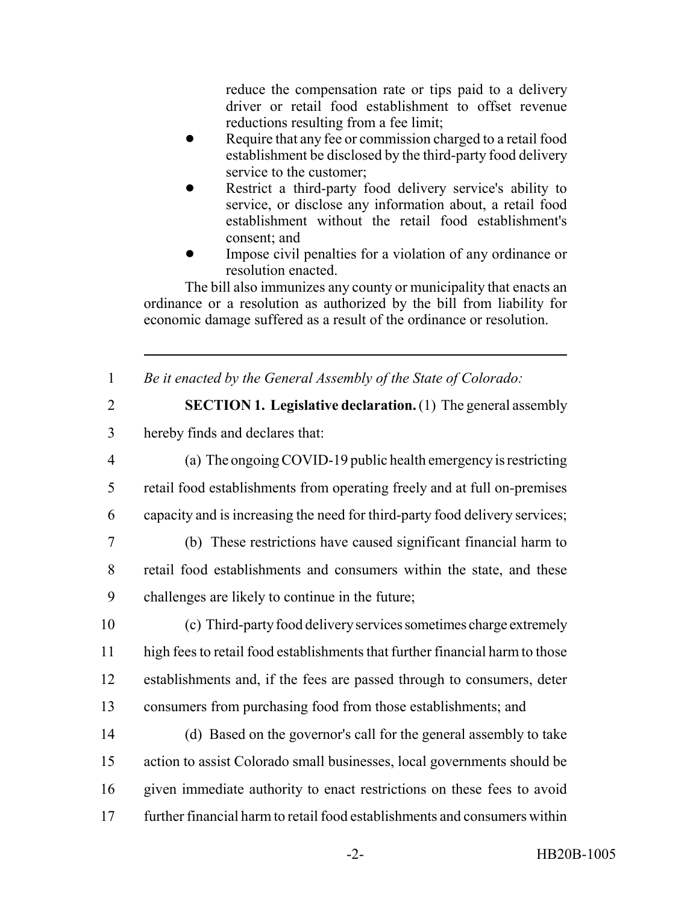reduce the compensation rate or tips paid to a delivery driver or retail food establishment to offset revenue reductions resulting from a fee limit;

- Require that any fee or commission charged to a retail food establishment be disclosed by the third-party food delivery service to the customer;
- Restrict a third-party food delivery service's ability to service, or disclose any information about, a retail food establishment without the retail food establishment's consent; and
- Impose civil penalties for a violation of any ordinance or resolution enacted.

The bill also immunizes any county or municipality that enacts an ordinance or a resolution as authorized by the bill from liability for economic damage suffered as a result of the ordinance or resolution.

---

1 *Be it enacted by the General Assembly of the State of Colorado:*

2 **SECTION 1. Legislative declaration.** (1) The general assembly
3 hereby finds and declares that:

4 (a) The ongoing COVID-19 public health emergency is restricting
5 retail food establishments from operating freely and at full on-premises
6 capacity and is increasing the need for third-party food delivery services;

7 (b) These restrictions have caused significant financial harm to
8 retail food establishments and consumers within the state, and these
9 challenges are likely to continue in the future;

10 (c) Third-party food delivery services sometimes charge extremely
11 high fees to retail food establishments that further financial harm to those
12 establishments and, if the fees are passed through to consumers, deter
13 consumers from purchasing food from those establishments; and

14 (d) Based on the governor's call for the general assembly to take
15 action to assist Colorado small businesses, local governments should be
16 given immediate authority to enact restrictions on these fees to avoid
17 further financial harm to retail food establishments and consumers within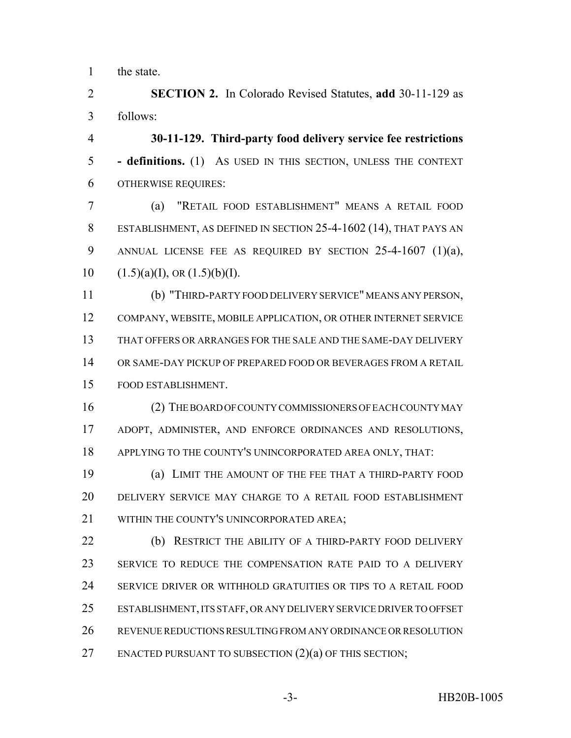the state.

**SECTION 2.** In Colorado Revised Statutes, **add** 30-11-129 as follows:

**30-11-129. Third-party food delivery service fee restrictions - definitions.** (1) AS USED IN THIS SECTION, UNLESS THE CONTEXT OTHERWISE REQUIRES:

(a) "RETAIL FOOD ESTABLISHMENT" MEANS A RETAIL FOOD ESTABLISHMENT, AS DEFINED IN SECTION 25-4-1602 (14), THAT PAYS AN ANNUAL LICENSE FEE AS REQUIRED BY SECTION 25-4-1607 (1)(a), (1.5)(a)(I), OR (1.5)(b)(I).

(b) "THIRD-PARTY FOOD DELIVERY SERVICE" MEANS ANY PERSON, COMPANY, WEBSITE, MOBILE APPLICATION, OR OTHER INTERNET SERVICE THAT OFFERS OR ARRANGES FOR THE SALE AND THE SAME-DAY DELIVERY OR SAME-DAY PICKUP OF PREPARED FOOD OR BEVERAGES FROM A RETAIL FOOD ESTABLISHMENT.

(2) THE BOARD OF COUNTY COMMISSIONERS OF EACH COUNTY MAY ADOPT, ADMINISTER, AND ENFORCE ORDINANCES AND RESOLUTIONS, APPLYING TO THE COUNTY'S UNINCORPORATED AREA ONLY, THAT:

(a) LIMIT THE AMOUNT OF THE FEE THAT A THIRD-PARTY FOOD DELIVERY SERVICE MAY CHARGE TO A RETAIL FOOD ESTABLISHMENT WITHIN THE COUNTY'S UNINCORPORATED AREA;

(b) RESTRICT THE ABILITY OF A THIRD-PARTY FOOD DELIVERY SERVICE TO REDUCE THE COMPENSATION RATE PAID TO A DELIVERY SERVICE DRIVER OR WITHHOLD GRATUITIES OR TIPS TO A RETAIL FOOD ESTABLISHMENT, ITS STAFF, OR ANY DELIVERY SERVICE DRIVER TO OFFSET REVENUE REDUCTIONS RESULTING FROM ANY ORDINANCE OR RESOLUTION ENACTED PURSUANT TO SUBSECTION (2)(a) OF THIS SECTION;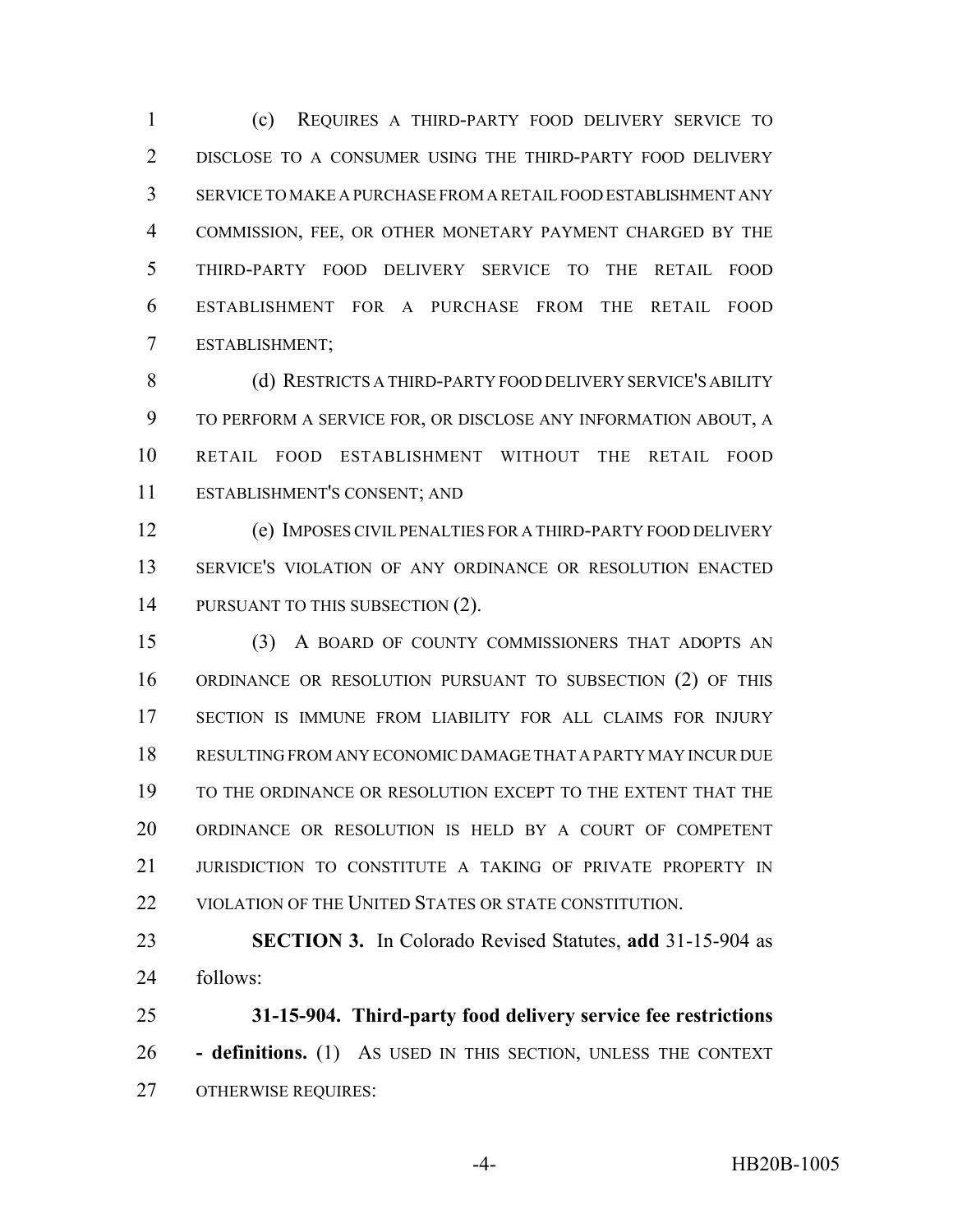(c) REQUIRES A THIRD-PARTY FOOD DELIVERY SERVICE TO DISCLOSE TO A CONSUMER USING THE THIRD-PARTY FOOD DELIVERY SERVICE TO MAKE A PURCHASE FROM A RETAIL FOOD ESTABLISHMENT ANY COMMISSION, FEE, OR OTHER MONETARY PAYMENT CHARGED BY THE THIRD-PARTY FOOD DELIVERY SERVICE TO THE RETAIL FOOD ESTABLISHMENT FOR A PURCHASE FROM THE RETAIL FOOD ESTABLISHMENT;

(d) RESTRICTS A THIRD-PARTY FOOD DELIVERY SERVICE'S ABILITY TO PERFORM A SERVICE FOR, OR DISCLOSE ANY INFORMATION ABOUT, A RETAIL FOOD ESTABLISHMENT WITHOUT THE RETAIL FOOD ESTABLISHMENT'S CONSENT; AND

(e) IMPOSES CIVIL PENALTIES FOR A THIRD-PARTY FOOD DELIVERY SERVICE'S VIOLATION OF ANY ORDINANCE OR RESOLUTION ENACTED PURSUANT TO THIS SUBSECTION (2).

(3) A BOARD OF COUNTY COMMISSIONERS THAT ADOPTS AN ORDINANCE OR RESOLUTION PURSUANT TO SUBSECTION (2) OF THIS SECTION IS IMMUNE FROM LIABILITY FOR ALL CLAIMS FOR INJURY RESULTING FROM ANY ECONOMIC DAMAGE THAT A PARTY MAY INCUR DUE TO THE ORDINANCE OR RESOLUTION EXCEPT TO THE EXTENT THAT THE ORDINANCE OR RESOLUTION IS HELD BY A COURT OF COMPETENT JURISDICTION TO CONSTITUTE A TAKING OF PRIVATE PROPERTY IN VIOLATION OF THE UNITED STATES OR STATE CONSTITUTION.

**SECTION 3.** In Colorado Revised Statutes, **add** 31-15-904 as follows:

**31-15-904. Third-party food delivery service fee restrictions - definitions.** (1) AS USED IN THIS SECTION, UNLESS THE CONTEXT OTHERWISE REQUIRES: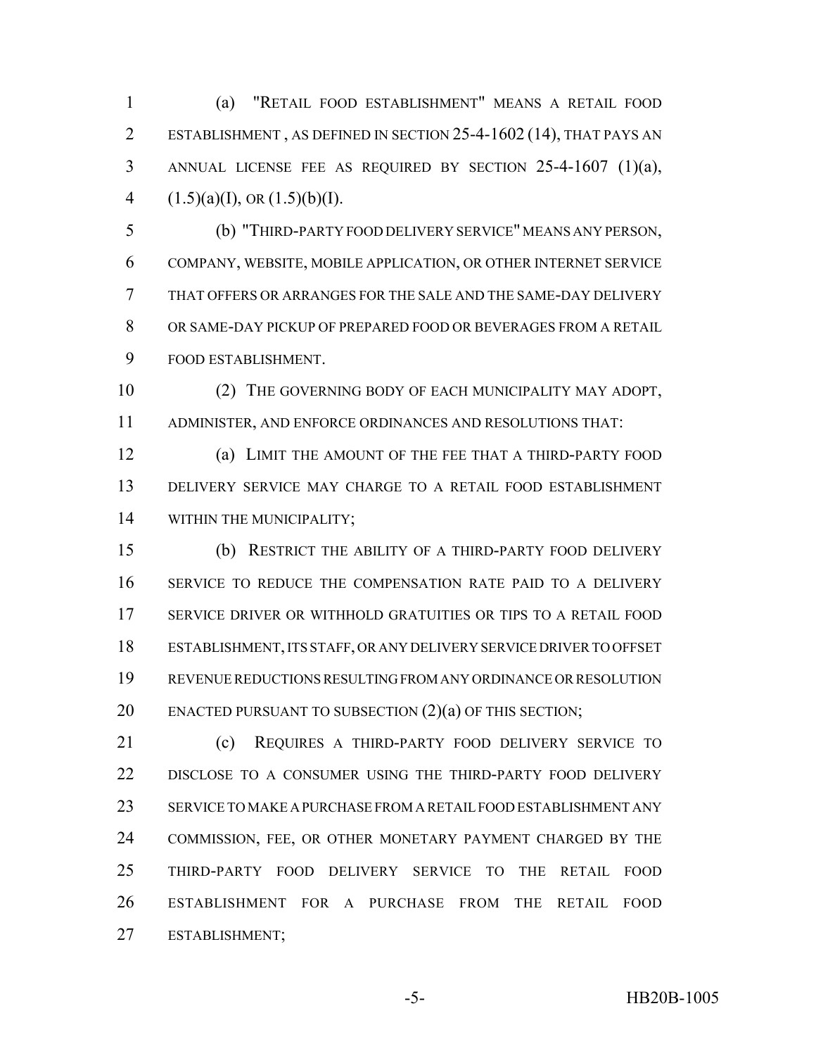(a) "RETAIL FOOD ESTABLISHMENT" MEANS A RETAIL FOOD ESTABLISHMENT , AS DEFINED IN SECTION 25-4-1602 (14), THAT PAYS AN ANNUAL LICENSE FEE AS REQUIRED BY SECTION 25-4-1607 (1)(a), (1.5)(a)(I), OR (1.5)(b)(I).

(b) "THIRD-PARTY FOOD DELIVERY SERVICE" MEANS ANY PERSON, COMPANY, WEBSITE, MOBILE APPLICATION, OR OTHER INTERNET SERVICE THAT OFFERS OR ARRANGES FOR THE SALE AND THE SAME-DAY DELIVERY OR SAME-DAY PICKUP OF PREPARED FOOD OR BEVERAGES FROM A RETAIL FOOD ESTABLISHMENT.

(2) THE GOVERNING BODY OF EACH MUNICIPALITY MAY ADOPT, ADMINISTER, AND ENFORCE ORDINANCES AND RESOLUTIONS THAT:

(a) LIMIT THE AMOUNT OF THE FEE THAT A THIRD-PARTY FOOD DELIVERY SERVICE MAY CHARGE TO A RETAIL FOOD ESTABLISHMENT WITHIN THE MUNICIPALITY;

(b) RESTRICT THE ABILITY OF A THIRD-PARTY FOOD DELIVERY SERVICE TO REDUCE THE COMPENSATION RATE PAID TO A DELIVERY SERVICE DRIVER OR WITHHOLD GRATUITIES OR TIPS TO A RETAIL FOOD ESTABLISHMENT, ITS STAFF, OR ANY DELIVERY SERVICE DRIVER TO OFFSET REVENUE REDUCTIONS RESULTING FROM ANY ORDINANCE OR RESOLUTION ENACTED PURSUANT TO SUBSECTION (2)(a) OF THIS SECTION;

(c) REQUIRES A THIRD-PARTY FOOD DELIVERY SERVICE TO DISCLOSE TO A CONSUMER USING THE THIRD-PARTY FOOD DELIVERY SERVICE TO MAKE A PURCHASE FROM A RETAIL FOOD ESTABLISHMENT ANY COMMISSION, FEE, OR OTHER MONETARY PAYMENT CHARGED BY THE THIRD-PARTY FOOD DELIVERY SERVICE TO THE RETAIL FOOD ESTABLISHMENT FOR A PURCHASE FROM THE RETAIL FOOD ESTABLISHMENT;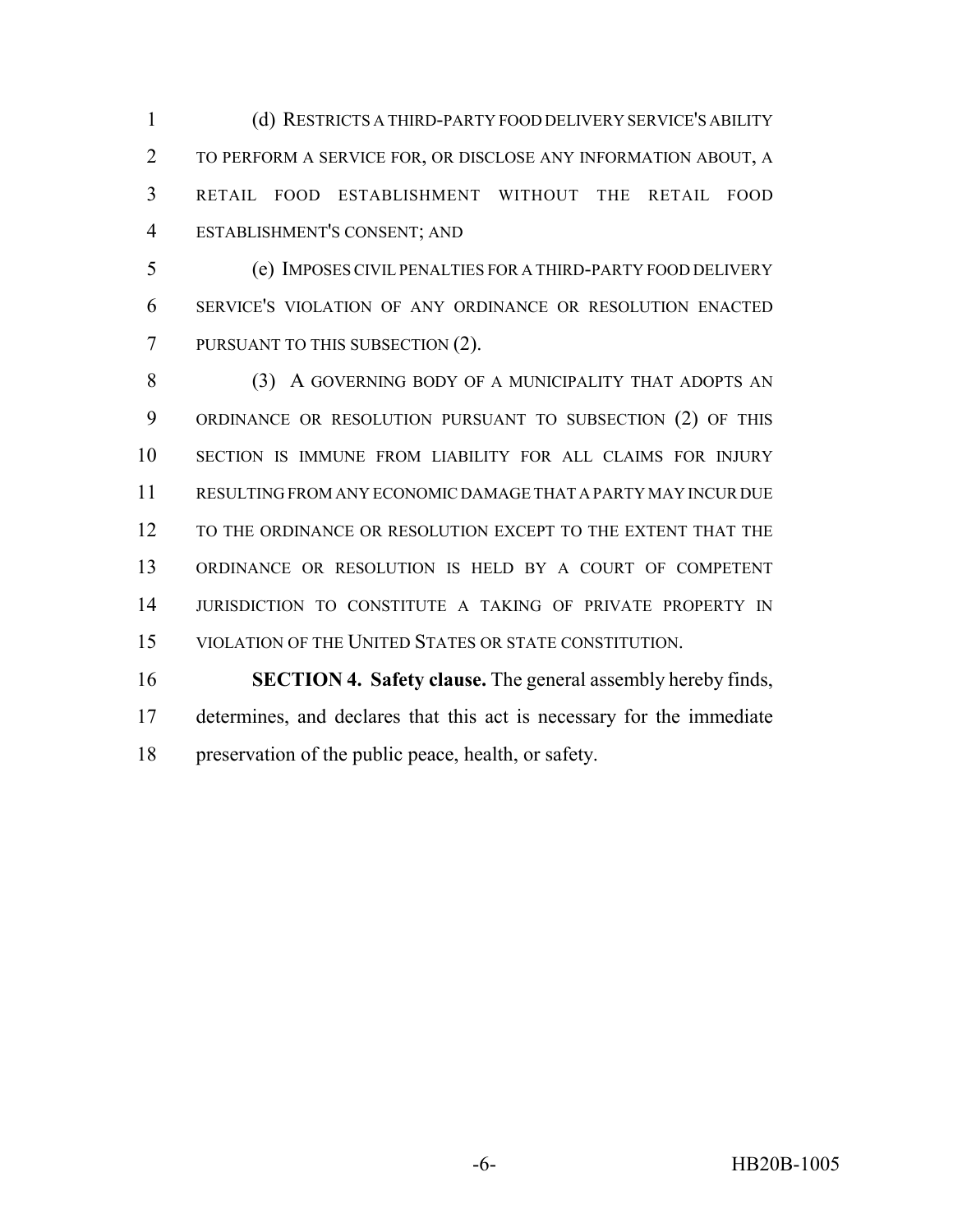(d) RESTRICTS A THIRD-PARTY FOOD DELIVERY SERVICE'S ABILITY TO PERFORM A SERVICE FOR, OR DISCLOSE ANY INFORMATION ABOUT, A RETAIL FOOD ESTABLISHMENT WITHOUT THE RETAIL FOOD ESTABLISHMENT'S CONSENT; AND

(e) IMPOSES CIVIL PENALTIES FOR A THIRD-PARTY FOOD DELIVERY SERVICE'S VIOLATION OF ANY ORDINANCE OR RESOLUTION ENACTED PURSUANT TO THIS SUBSECTION (2).

(3) A GOVERNING BODY OF A MUNICIPALITY THAT ADOPTS AN ORDINANCE OR RESOLUTION PURSUANT TO SUBSECTION (2) OF THIS SECTION IS IMMUNE FROM LIABILITY FOR ALL CLAIMS FOR INJURY RESULTING FROM ANY ECONOMIC DAMAGE THAT A PARTY MAY INCUR DUE TO THE ORDINANCE OR RESOLUTION EXCEPT TO THE EXTENT THAT THE ORDINANCE OR RESOLUTION IS HELD BY A COURT OF COMPETENT JURISDICTION TO CONSTITUTE A TAKING OF PRIVATE PROPERTY IN VIOLATION OF THE UNITED STATES OR STATE CONSTITUTION.

**SECTION 4. Safety clause.** The general assembly hereby finds, determines, and declares that this act is necessary for the immediate preservation of the public peace, health, or safety.